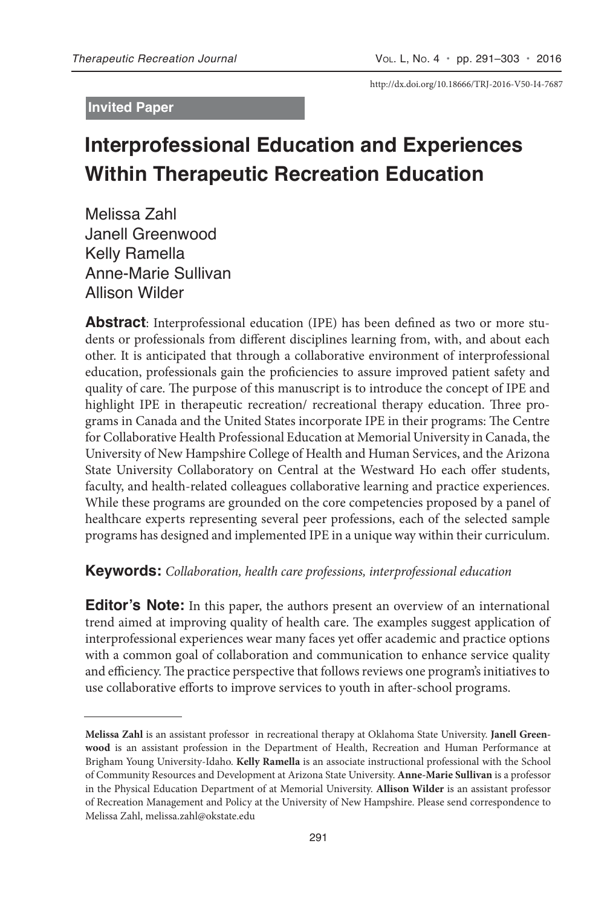http://dx.doi.org/10.18666/TRJ-2016-V50-I4-7687

**Invited Paper**

# Interprofessional Education and Experiences Within Therapeutic Recreation Education

Melissa Zahl
Janell Greenwood
Kelly Ramella
Anne-Marie Sullivan
Allison Wilder

**Abstract**: Interprofessional education (IPE) has been defined as two or more students or professionals from different disciplines learning from, with, and about each other. It is anticipated that through a collaborative environment of interprofessional education, professionals gain the proficiencies to assure improved patient safety and quality of care. The purpose of this manuscript is to introduce the concept of IPE and highlight IPE in therapeutic recreation/ recreational therapy education. Three programs in Canada and the United States incorporate IPE in their programs: The Centre for Collaborative Health Professional Education at Memorial University in Canada, the University of New Hampshire College of Health and Human Services, and the Arizona State University Collaboratory on Central at the Westward Ho each offer students, faculty, and health-related colleagues collaborative learning and practice experiences. While these programs are grounded on the core competencies proposed by a panel of healthcare experts representing several peer professions, each of the selected sample programs has designed and implemented IPE in a unique way within their curriculum.

**Keywords:** *Collaboration, health care professions, interprofessional education*

**Editor's Note:** In this paper, the authors present an overview of an international trend aimed at improving quality of health care. The examples suggest application of interprofessional experiences wear many faces yet offer academic and practice options with a common goal of collaboration and communication to enhance service quality and efficiency. The practice perspective that follows reviews one program's initiatives to use collaborative efforts to improve services to youth in after-school programs.

---

**Melissa Zahl** is an assistant professor in recreational therapy at Oklahoma State University. **Janell Greenwood** is an assistant profession in the Department of Health, Recreation and Human Performance at Brigham Young University-Idaho. **Kelly Ramella** is an associate instructional professional with the School of Community Resources and Development at Arizona State University. **Anne-Marie Sullivan** is a professor in the Physical Education Department of at Memorial University. **Allison Wilder** is an assistant professor of Recreation Management and Policy at the University of New Hampshire. Please send correspondence to Melissa Zahl, melissa.zahl@okstate.edu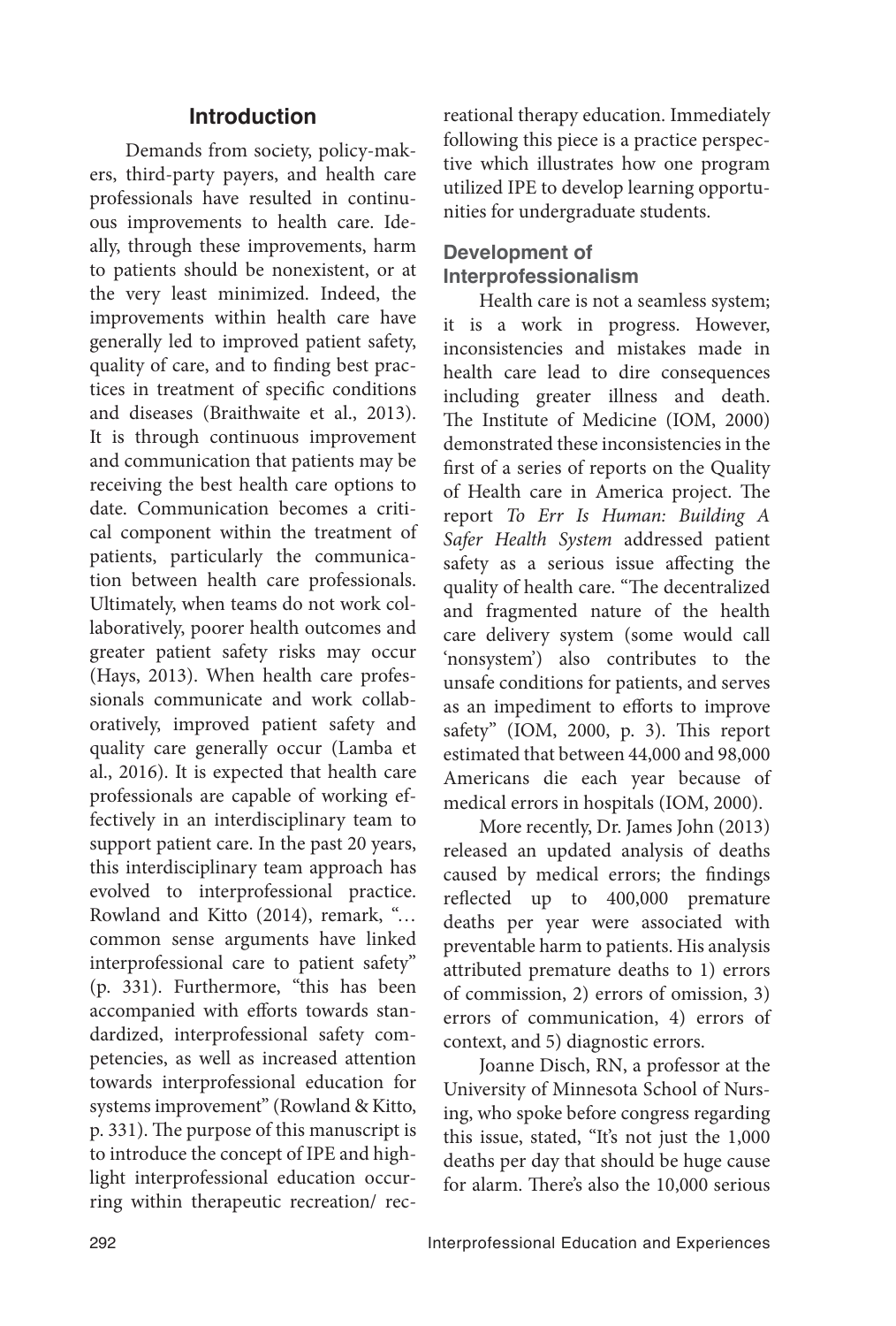## Introduction

Demands from society, policy-makers, third-party payers, and health care professionals have resulted in continuous improvements to health care. Ideally, through these improvements, harm to patients should be nonexistent, or at the very least minimized. Indeed, the improvements within health care have generally led to improved patient safety, quality of care, and to finding best practices in treatment of specific conditions and diseases (Braithwaite et al., 2013). It is through continuous improvement and communication that patients may be receiving the best health care options to date. Communication becomes a critical component within the treatment of patients, particularly the communication between health care professionals. Ultimately, when teams do not work collaboratively, poorer health outcomes and greater patient safety risks may occur (Hays, 2013). When health care professionals communicate and work collaboratively, improved patient safety and quality care generally occur (Lamba et al., 2016). It is expected that health care professionals are capable of working effectively in an interdisciplinary team to support patient care. In the past 20 years, this interdisciplinary team approach has evolved to interprofessional practice. Rowland and Kitto (2014), remark, "… common sense arguments have linked interprofessional care to patient safety" (p. 331). Furthermore, "this has been accompanied with efforts towards standardized, interprofessional safety competencies, as well as increased attention towards interprofessional education for systems improvement" (Rowland & Kitto, p. 331). The purpose of this manuscript is to introduce the concept of IPE and highlight interprofessional education occurring within therapeutic recreation/ recreational therapy education. Immediately following this piece is a practice perspective which illustrates how one program utilized IPE to develop learning opportunities for undergraduate students.

### Development of Interprofessionalism

Health care is not a seamless system; it is a work in progress. However, inconsistencies and mistakes made in health care lead to dire consequences including greater illness and death. The Institute of Medicine (IOM, 2000) demonstrated these inconsistencies in the first of a series of reports on the Quality of Health care in America project. The report *To Err Is Human: Building A Safer Health System* addressed patient safety as a serious issue affecting the quality of health care. "The decentralized and fragmented nature of the health care delivery system (some would call 'nonsystem') also contributes to the unsafe conditions for patients, and serves as an impediment to efforts to improve safety" (IOM, 2000, p. 3). This report estimated that between 44,000 and 98,000 Americans die each year because of medical errors in hospitals (IOM, 2000).

More recently, Dr. James John (2013) released an updated analysis of deaths caused by medical errors; the findings reflected up to 400,000 premature deaths per year were associated with preventable harm to patients. His analysis attributed premature deaths to 1) errors of commission, 2) errors of omission, 3) errors of communication, 4) errors of context, and 5) diagnostic errors.

Joanne Disch, RN, a professor at the University of Minnesota School of Nursing, who spoke before congress regarding this issue, stated, "It's not just the 1,000 deaths per day that should be huge cause for alarm. There's also the 10,000 serious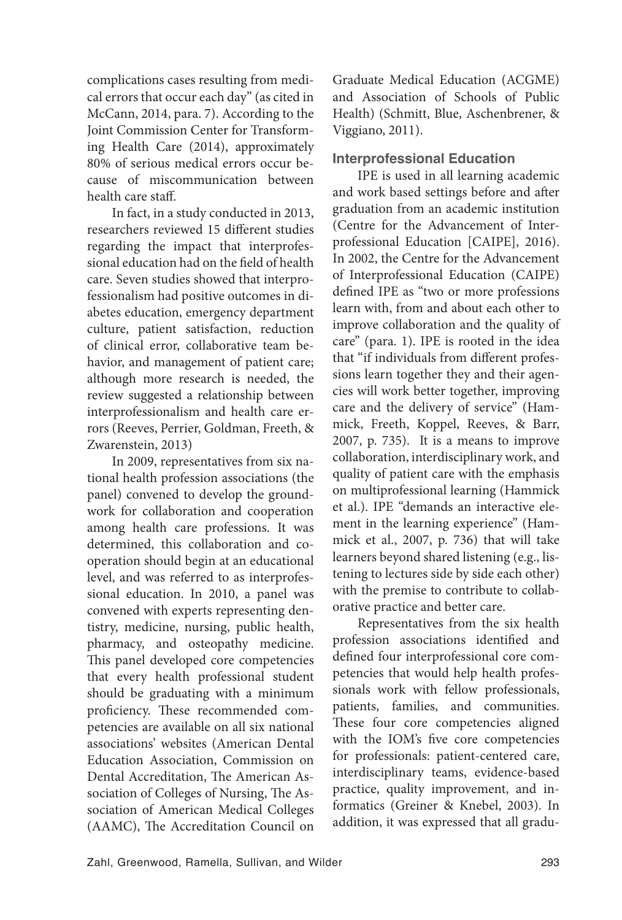complications cases resulting from medical errors that occur each day" (as cited in McCann, 2014, para. 7). According to the Joint Commission Center for Transforming Health Care (2014), approximately 80% of serious medical errors occur because of miscommunication between health care staff.

In fact, in a study conducted in 2013, researchers reviewed 15 different studies regarding the impact that interprofessional education had on the field of health care. Seven studies showed that interprofessionalism had positive outcomes in diabetes education, emergency department culture, patient satisfaction, reduction of clinical error, collaborative team behavior, and management of patient care; although more research is needed, the review suggested a relationship between interprofessionalism and health care errors (Reeves, Perrier, Goldman, Freeth, & Zwarenstein, 2013)

In 2009, representatives from six national health profession associations (the panel) convened to develop the groundwork for collaboration and cooperation among health care professions. It was determined, this collaboration and cooperation should begin at an educational level, and was referred to as interprofessional education. In 2010, a panel was convened with experts representing dentistry, medicine, nursing, public health, pharmacy, and osteopathy medicine. This panel developed core competencies that every health professional student should be graduating with a minimum proficiency. These recommended competencies are available on all six national associations' websites (American Dental Education Association, Commission on Dental Accreditation, The American Association of Colleges of Nursing, The Association of American Medical Colleges (AAMC), The Accreditation Council on Graduate Medical Education (ACGME) and Association of Schools of Public Health) (Schmitt, Blue, Aschenbrener, & Viggiano, 2011).

## Interprofessional Education

IPE is used in all learning academic and work based settings before and after graduation from an academic institution (Centre for the Advancement of Interprofessional Education [CAIPE], 2016). In 2002, the Centre for the Advancement of Interprofessional Education (CAIPE) defined IPE as "two or more professions learn with, from and about each other to improve collaboration and the quality of care" (para. 1). IPE is rooted in the idea that "if individuals from different professions learn together they and their agencies will work better together, improving care and the delivery of service" (Hammick, Freeth, Koppel, Reeves, & Barr, 2007, p. 735). It is a means to improve collaboration, interdisciplinary work, and quality of patient care with the emphasis on multiprofessional learning (Hammick et al.). IPE "demands an interactive element in the learning experience" (Hammick et al., 2007, p. 736) that will take learners beyond shared listening (e.g., listening to lectures side by side each other) with the premise to contribute to collaborative practice and better care.

Representatives from the six health profession associations identified and defined four interprofessional core competencies that would help health professionals work with fellow professionals, patients, families, and communities. These four core competencies aligned with the IOM's five core competencies for professionals: patient-centered care, interdisciplinary teams, evidence-based practice, quality improvement, and informatics (Greiner & Knebel, 2003). In addition, it was expressed that all gradu-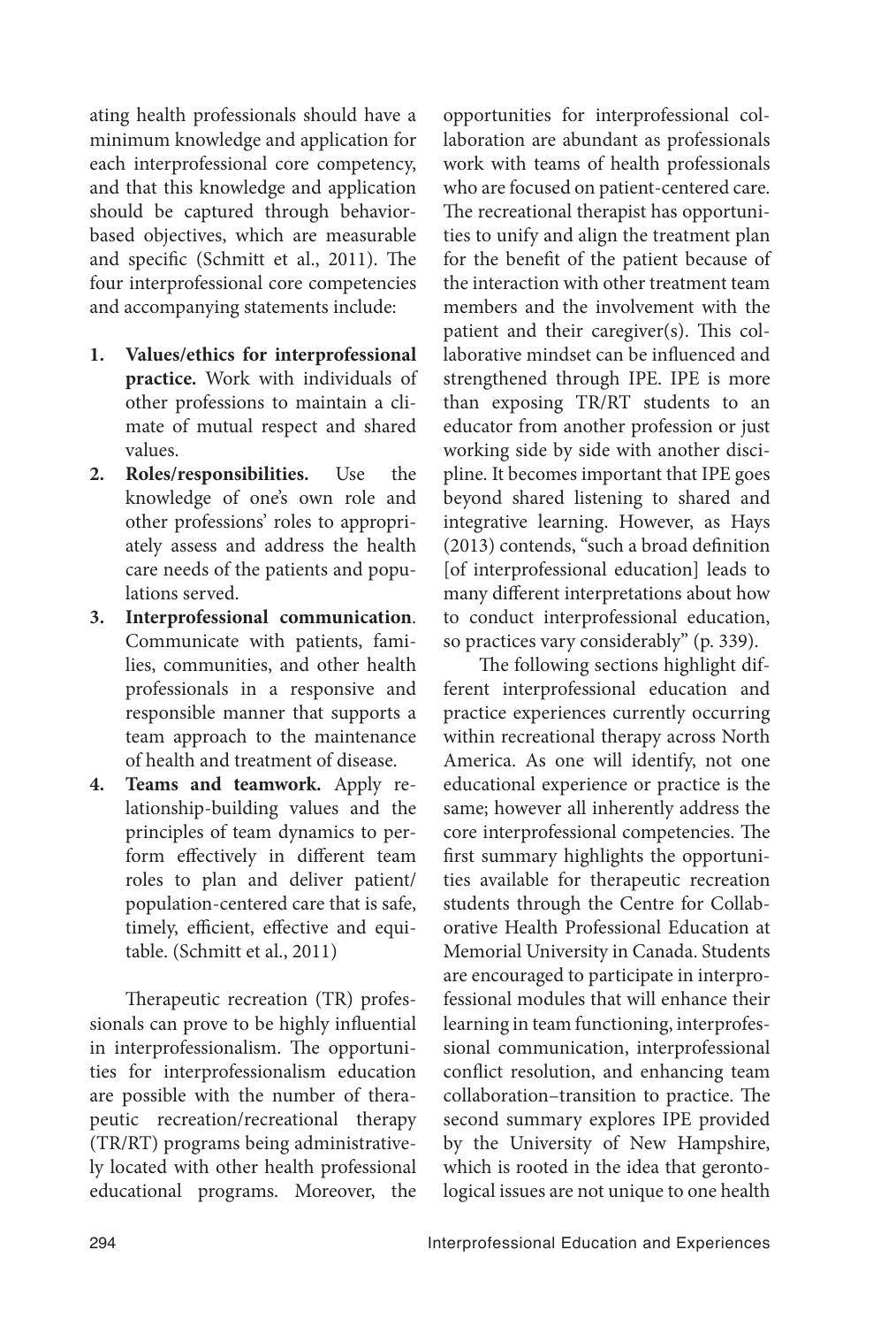ating health professionals should have a minimum knowledge and application for each interprofessional core competency, and that this knowledge and application should be captured through behavior-based objectives, which are measurable and specific (Schmitt et al., 2011). The four interprofessional core competencies and accompanying statements include:

1. **Values/ethics for interprofessional practice.** Work with individuals of other professions to maintain a climate of mutual respect and shared values.
2. **Roles/responsibilities.** Use the knowledge of one's own role and other professions' roles to appropriately assess and address the health care needs of the patients and populations served.
3. **Interprofessional communication**. Communicate with patients, families, communities, and other health professionals in a responsive and responsible manner that supports a team approach to the maintenance of health and treatment of disease.
4. **Teams and teamwork.** Apply relationship-building values and the principles of team dynamics to perform effectively in different team roles to plan and deliver patient/population-centered care that is safe, timely, efficient, effective and equitable. (Schmitt et al., 2011)

Therapeutic recreation (TR) professionals can prove to be highly influential in interprofessionalism. The opportunities for interprofessionalism education are possible with the number of therapeutic recreation/recreational therapy (TR/RT) programs being administratively located with other health professional educational programs. Moreover, the opportunities for interprofessional collaboration are abundant as professionals work with teams of health professionals who are focused on patient-centered care. The recreational therapist has opportunities to unify and align the treatment plan for the benefit of the patient because of the interaction with other treatment team members and the involvement with the patient and their caregiver(s). This collaborative mindset can be influenced and strengthened through IPE. IPE is more than exposing TR/RT students to an educator from another profession or just working side by side with another discipline. It becomes important that IPE goes beyond shared listening to shared and integrative learning. However, as Hays (2013) contends, "such a broad definition [of interprofessional education] leads to many different interpretations about how to conduct interprofessional education, so practices vary considerably" (p. 339).

The following sections highlight different interprofessional education and practice experiences currently occurring within recreational therapy across North America. As one will identify, not one educational experience or practice is the same; however all inherently address the core interprofessional competencies. The first summary highlights the opportunities available for therapeutic recreation students through the Centre for Collaborative Health Professional Education at Memorial University in Canada. Students are encouraged to participate in interprofessional modules that will enhance their learning in team functioning, interprofessional communication, interprofessional conflict resolution, and enhancing team collaboration–transition to practice. The second summary explores IPE provided by the University of New Hampshire, which is rooted in the idea that gerontological issues are not unique to one health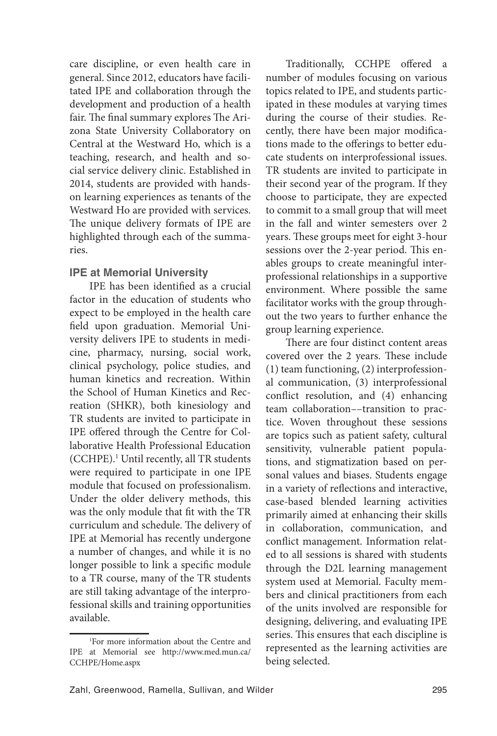care discipline, or even health care in general. Since 2012, educators have facilitated IPE and collaboration through the development and production of a health fair. The final summary explores The Arizona State University Collaboratory on Central at the Westward Ho, which is a teaching, research, and health and social service delivery clinic. Established in 2014, students are provided with hands-on learning experiences as tenants of the Westward Ho are provided with services. The unique delivery formats of IPE are highlighted through each of the summaries.

### IPE at Memorial University

IPE has been identified as a crucial factor in the education of students who expect to be employed in the health care field upon graduation. Memorial University delivers IPE to students in medicine, pharmacy, nursing, social work, clinical psychology, police studies, and human kinetics and recreation. Within the School of Human Kinetics and Recreation (SHKR), both kinesiology and TR students are invited to participate in IPE offered through the Centre for Collaborative Health Professional Education (CCHPE).[1] Until recently, all TR students were required to participate in one IPE module that focused on professionalism. Under the older delivery methods, this was the only module that fit with the TR curriculum and schedule. The delivery of IPE at Memorial has recently undergone a number of changes, and while it is no longer possible to link a specific module to a TR course, many of the TR students are still taking advantage of the interprofessional skills and training opportunities available.

Traditionally, CCHPE offered a number of modules focusing on various topics related to IPE, and students participated in these modules at varying times during the course of their studies. Recently, there have been major modifications made to the offerings to better educate students on interprofessional issues. TR students are invited to participate in their second year of the program. If they choose to participate, they are expected to commit to a small group that will meet in the fall and winter semesters over 2 years. These groups meet for eight 3-hour sessions over the 2-year period. This enables groups to create meaningful interprofessional relationships in a supportive environment. Where possible the same facilitator works with the group throughout the two years to further enhance the group learning experience.

There are four distinct content areas covered over the 2 years. These include (1) team functioning, (2) interprofessional communication, (3) interprofessional conflict resolution, and (4) enhancing team collaboration––transition to practice. Woven throughout these sessions are topics such as patient safety, cultural sensitivity, vulnerable patient populations, and stigmatization based on personal values and biases. Students engage in a variety of reflections and interactive, case-based blended learning activities primarily aimed at enhancing their skills in collaboration, communication, and conflict management. Information related to all sessions is shared with students through the D2L learning management system used at Memorial. Faculty members and clinical practitioners from each of the units involved are responsible for designing, delivering, and evaluating IPE series. This ensures that each discipline is represented as the learning activities are being selected.

---

[1] For more information about the Centre and IPE at Memorial see http://www.med.mun.ca/CCHPE/Home.aspx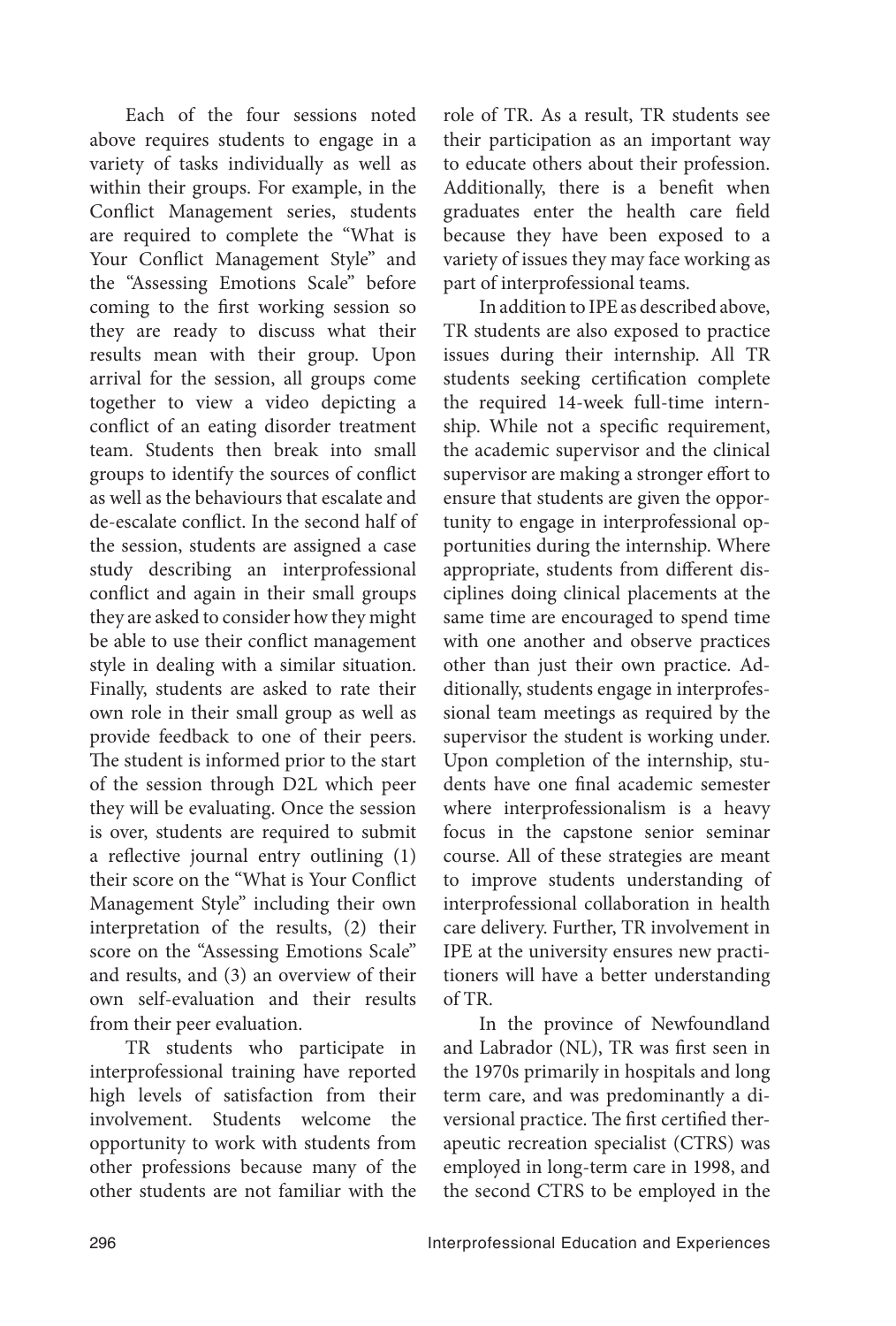Each of the four sessions noted above requires students to engage in a variety of tasks individually as well as within their groups. For example, in the Conflict Management series, students are required to complete the "What is Your Conflict Management Style" and the "Assessing Emotions Scale" before coming to the first working session so they are ready to discuss what their results mean with their group. Upon arrival for the session, all groups come together to view a video depicting a conflict of an eating disorder treatment team. Students then break into small groups to identify the sources of conflict as well as the behaviours that escalate and de-escalate conflict. In the second half of the session, students are assigned a case study describing an interprofessional conflict and again in their small groups they are asked to consider how they might be able to use their conflict management style in dealing with a similar situation. Finally, students are asked to rate their own role in their small group as well as provide feedback to one of their peers. The student is informed prior to the start of the session through D2L which peer they will be evaluating. Once the session is over, students are required to submit a reflective journal entry outlining (1) their score on the "What is Your Conflict Management Style" including their own interpretation of the results, (2) their score on the "Assessing Emotions Scale" and results, and (3) an overview of their own self-evaluation and their results from their peer evaluation.

TR students who participate in interprofessional training have reported high levels of satisfaction from their involvement. Students welcome the opportunity to work with students from other professions because many of the other students are not familiar with the role of TR. As a result, TR students see their participation as an important way to educate others about their profession. Additionally, there is a benefit when graduates enter the health care field because they have been exposed to a variety of issues they may face working as part of interprofessional teams.

In addition to IPE as described above, TR students are also exposed to practice issues during their internship. All TR students seeking certification complete the required 14-week full-time internship. While not a specific requirement, the academic supervisor and the clinical supervisor are making a stronger effort to ensure that students are given the opportunity to engage in interprofessional opportunities during the internship. Where appropriate, students from different disciplines doing clinical placements at the same time are encouraged to spend time with one another and observe practices other than just their own practice. Additionally, students engage in interprofessional team meetings as required by the supervisor the student is working under. Upon completion of the internship, students have one final academic semester where interprofessionalism is a heavy focus in the capstone senior seminar course. All of these strategies are meant to improve students understanding of interprofessional collaboration in health care delivery. Further, TR involvement in IPE at the university ensures new practitioners will have a better understanding of TR.

In the province of Newfoundland and Labrador (NL), TR was first seen in the 1970s primarily in hospitals and long term care, and was predominantly a diversional practice. The first certified therapeutic recreation specialist (CTRS) was employed in long-term care in 1998, and the second CTRS to be employed in the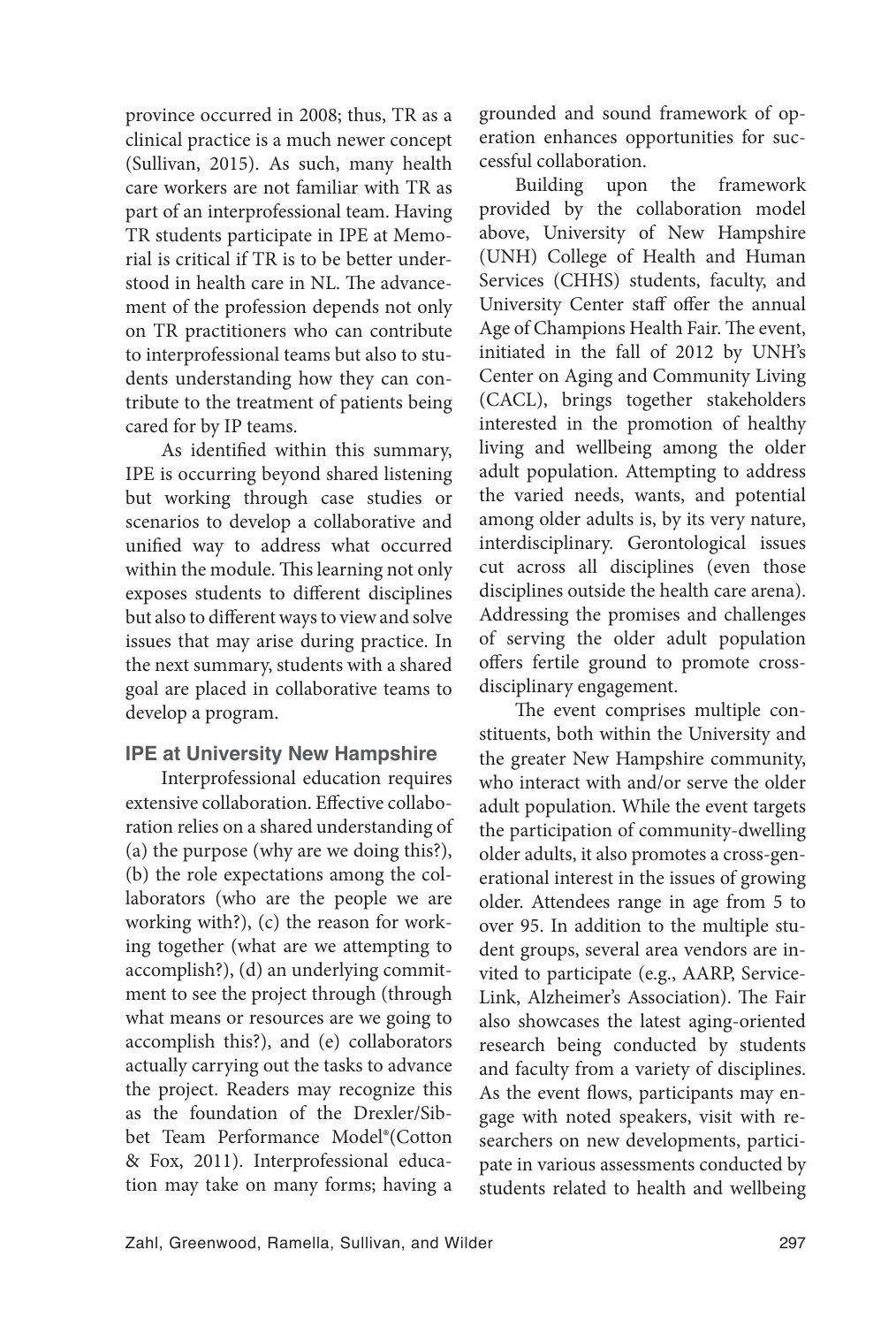province occurred in 2008; thus, TR as a clinical practice is a much newer concept (Sullivan, 2015). As such, many health care workers are not familiar with TR as part of an interprofessional team. Having TR students participate in IPE at Memorial is critical if TR is to be better understood in health care in NL. The advancement of the profession depends not only on TR practitioners who can contribute to interprofessional teams but also to students understanding how they can contribute to the treatment of patients being cared for by IP teams.

As identified within this summary, IPE is occurring beyond shared listening but working through case studies or scenarios to develop a collaborative and unified way to address what occurred within the module. This learning not only exposes students to different disciplines but also to different ways to view and solve issues that may arise during practice. In the next summary, students with a shared goal are placed in collaborative teams to develop a program.

### IPE at University New Hampshire

Interprofessional education requires extensive collaboration. Effective collaboration relies on a shared understanding of (a) the purpose (why are we doing this?), (b) the role expectations among the collaborators (who are the people we are working with?), (c) the reason for working together (what are we attempting to accomplish?), (d) an underlying commitment to see the project through (through what means or resources are we going to accomplish this?), and (e) collaborators actually carrying out the tasks to advance the project. Readers may recognize this as the foundation of the Drexler/Sibbet Team Performance Model®(Cotton & Fox, 2011). Interprofessional education may take on many forms; having a grounded and sound framework of operation enhances opportunities for successful collaboration.

Building upon the framework provided by the collaboration model above, University of New Hampshire (UNH) College of Health and Human Services (CHHS) students, faculty, and University Center staff offer the annual Age of Champions Health Fair. The event, initiated in the fall of 2012 by UNH's Center on Aging and Community Living (CACL), brings together stakeholders interested in the promotion of healthy living and wellbeing among the older adult population. Attempting to address the varied needs, wants, and potential among older adults is, by its very nature, interdisciplinary. Gerontological issues cut across all disciplines (even those disciplines outside the health care arena). Addressing the promises and challenges of serving the older adult population offers fertile ground to promote cross-disciplinary engagement.

The event comprises multiple constituents, both within the University and the greater New Hampshire community, who interact with and/or serve the older adult population. While the event targets the participation of community-dwelling older adults, it also promotes a cross-generational interest in the issues of growing older. Attendees range in age from 5 to over 95. In addition to the multiple student groups, several area vendors are invited to participate (e.g., AARP, Service-Link, Alzheimer's Association). The Fair also showcases the latest aging-oriented research being conducted by students and faculty from a variety of disciplines. As the event flows, participants may engage with noted speakers, visit with researchers on new developments, participate in various assessments conducted by students related to health and wellbeing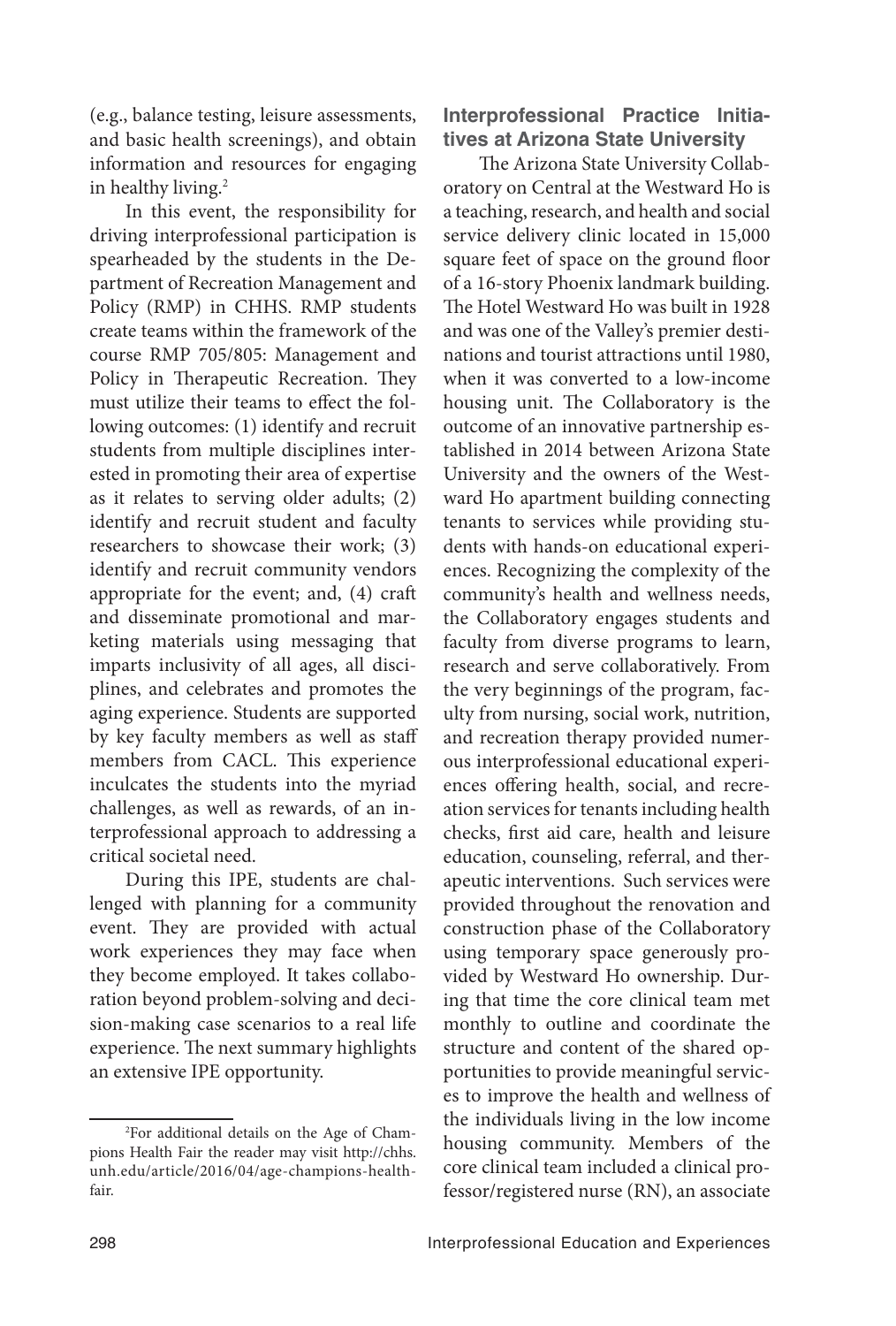(e.g., balance testing, leisure assessments, and basic health screenings), and obtain information and resources for engaging in healthy living.[2]

In this event, the responsibility for driving interprofessional participation is spearheaded by the students in the Department of Recreation Management and Policy (RMP) in CHHS. RMP students create teams within the framework of the course RMP 705/805: Management and Policy in Therapeutic Recreation. They must utilize their teams to effect the following outcomes: (1) identify and recruit students from multiple disciplines interested in promoting their area of expertise as it relates to serving older adults; (2) identify and recruit student and faculty researchers to showcase their work; (3) identify and recruit community vendors appropriate for the event; and, (4) craft and disseminate promotional and marketing materials using messaging that imparts inclusivity of all ages, all disciplines, and celebrates and promotes the aging experience. Students are supported by key faculty members as well as staff members from CACL. This experience inculcates the students into the myriad challenges, as well as rewards, of an interprofessional approach to addressing a critical societal need.

During this IPE, students are challenged with planning for a community event. They are provided with actual work experiences they may face when they become employed. It takes collaboration beyond problem-solving and decision-making case scenarios to a real life experience. The next summary highlights an extensive IPE opportunity.

## Interprofessional Practice Initiatives at Arizona State University

The Arizona State University Collaboratory on Central at the Westward Ho is a teaching, research, and health and social service delivery clinic located in 15,000 square feet of space on the ground floor of a 16-story Phoenix landmark building. The Hotel Westward Ho was built in 1928 and was one of the Valley's premier destinations and tourist attractions until 1980, when it was converted to a low-income housing unit. The Collaboratory is the outcome of an innovative partnership established in 2014 between Arizona State University and the owners of the Westward Ho apartment building connecting tenants to services while providing students with hands-on educational experiences. Recognizing the complexity of the community's health and wellness needs, the Collaboratory engages students and faculty from diverse programs to learn, research and serve collaboratively. From the very beginnings of the program, faculty from nursing, social work, nutrition, and recreation therapy provided numerous interprofessional educational experiences offering health, social, and recreation services for tenants including health checks, first aid care, health and leisure education, counseling, referral, and therapeutic interventions. Such services were provided throughout the renovation and construction phase of the Collaboratory using temporary space generously provided by Westward Ho ownership. During that time the core clinical team met monthly to outline and coordinate the structure and content of the shared opportunities to provide meaningful services to improve the health and wellness of the individuals living in the low income housing community. Members of the core clinical team included a clinical professor/registered nurse (RN), an associate

---

[2] For additional details on the Age of Champions Health Fair the reader may visit http://chhs.unh.edu/article/2016/04/age-champions-health-fair.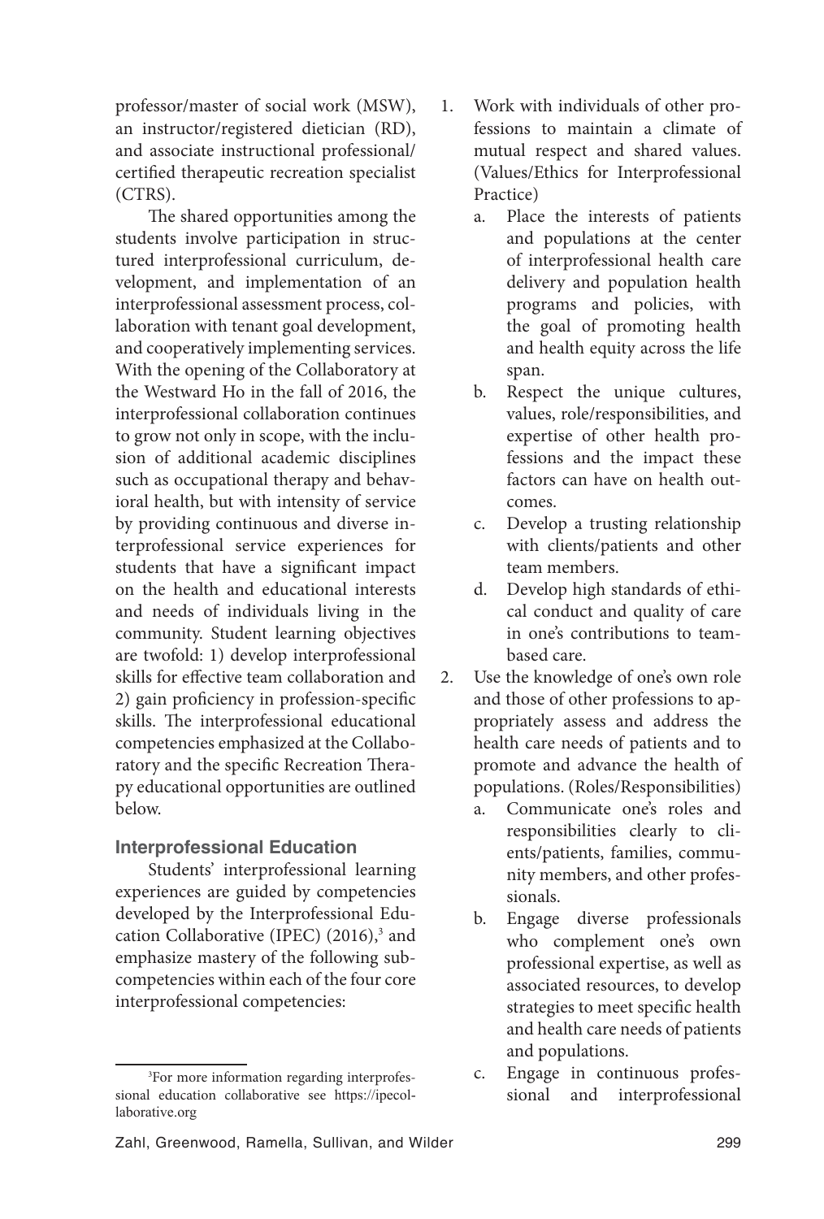professor/master of social work (MSW), an instructor/registered dietician (RD), and associate instructional professional/ certified therapeutic recreation specialist (CTRS).

The shared opportunities among the students involve participation in structured interprofessional curriculum, development, and implementation of an interprofessional assessment process, collaboration with tenant goal development, and cooperatively implementing services. With the opening of the Collaboratory at the Westward Ho in the fall of 2016, the interprofessional collaboration continues to grow not only in scope, with the inclusion of additional academic disciplines such as occupational therapy and behavioral health, but with intensity of service by providing continuous and diverse interprofessional service experiences for students that have a significant impact on the health and educational interests and needs of individuals living in the community. Student learning objectives are twofold: 1) develop interprofessional skills for effective team collaboration and 2) gain proficiency in profession-specific skills. The interprofessional educational competencies emphasized at the Collaboratory and the specific Recreation Therapy educational opportunities are outlined below.

### Interprofessional Education

Students' interprofessional learning experiences are guided by competencies developed by the Interprofessional Education Collaborative (IPEC) (2016),[3] and emphasize mastery of the following subcompetencies within each of the four core interprofessional competencies:

1. Work with individuals of other professions to maintain a climate of mutual respect and shared values. (Values/Ethics for Interprofessional Practice)
   a. Place the interests of patients and populations at the center of interprofessional health care delivery and population health programs and policies, with the goal of promoting health and health equity across the life span.
   b. Respect the unique cultures, values, role/responsibilities, and expertise of other health professions and the impact these factors can have on health outcomes.
   c. Develop a trusting relationship with clients/patients and other team members.
   d. Develop high standards of ethical conduct and quality of care in one's contributions to team-based care.
2. Use the knowledge of one's own role and those of other professions to appropriately assess and address the health care needs of patients and to promote and advance the health of populations. (Roles/Responsibilities)
   a. Communicate one's roles and responsibilities clearly to clients/patients, families, community members, and other professionals.
   b. Engage diverse professionals who complement one's own professional expertise, as well as associated resources, to develop strategies to meet specific health and health care needs of patients and populations.
   c. Engage in continuous professional and interprofessional

[3]For more information regarding interprofessional education collaborative see https://ipecollaborative.org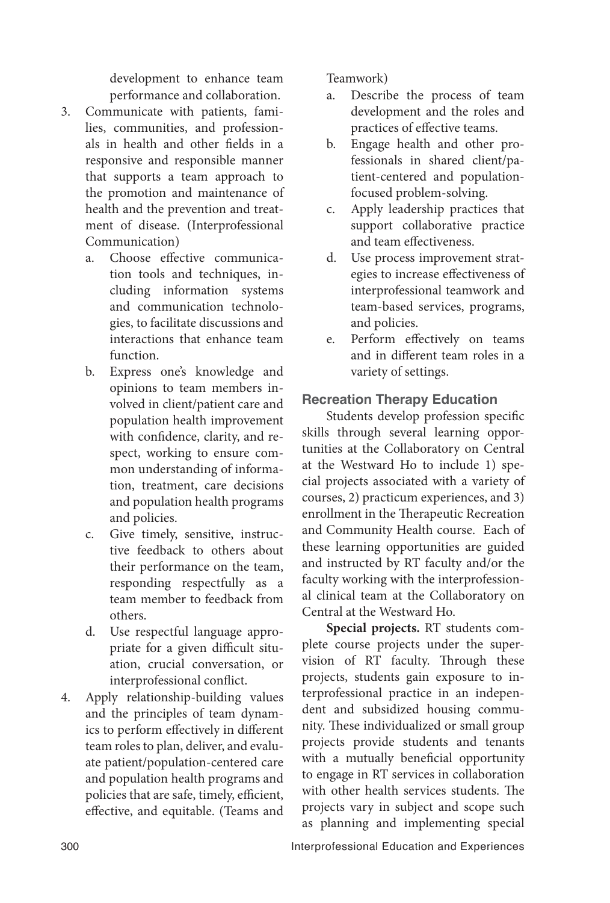development to enhance team performance and collaboration.

3. Communicate with patients, families, communities, and professionals in health and other fields in a responsive and responsible manner that supports a team approach to the promotion and maintenance of health and the prevention and treatment of disease. (Interprofessional Communication)
   a. Choose effective communication tools and techniques, including information systems and communication technologies, to facilitate discussions and interactions that enhance team function.
   b. Express one's knowledge and opinions to team members involved in client/patient care and population health improvement with confidence, clarity, and respect, working to ensure common understanding of information, treatment, care decisions and population health programs and policies.
   c. Give timely, sensitive, instructive feedback to others about their performance on the team, responding respectfully as a team member to feedback from others.
   d. Use respectful language appropriate for a given difficult situation, crucial conversation, or interprofessional conflict.
4. Apply relationship-building values and the principles of team dynamics to perform effectively in different team roles to plan, deliver, and evaluate patient/population-centered care and population health programs and policies that are safe, timely, efficient, effective, and equitable. (Teams and Teamwork)
   a. Describe the process of team development and the roles and practices of effective teams.
   b. Engage health and other professionals in shared client/patient-centered and population-focused problem-solving.
   c. Apply leadership practices that support collaborative practice and team effectiveness.
   d. Use process improvement strategies to increase effectiveness of interprofessional teamwork and team-based services, programs, and policies.
   e. Perform effectively on teams and in different team roles in a variety of settings.

### Recreation Therapy Education

Students develop profession specific skills through several learning opportunities at the Collaboratory on Central at the Westward Ho to include 1) special projects associated with a variety of courses, 2) practicum experiences, and 3) enrollment in the Therapeutic Recreation and Community Health course. Each of these learning opportunities are guided and instructed by RT faculty and/or the faculty working with the interprofessional clinical team at the Collaboratory on Central at the Westward Ho.

**Special projects.** RT students complete course projects under the supervision of RT faculty. Through these projects, students gain exposure to interprofessional practice in an independent and subsidized housing community. These individualized or small group projects provide students and tenants with a mutually beneficial opportunity to engage in RT services in collaboration with other health services students. The projects vary in subject and scope such as planning and implementing special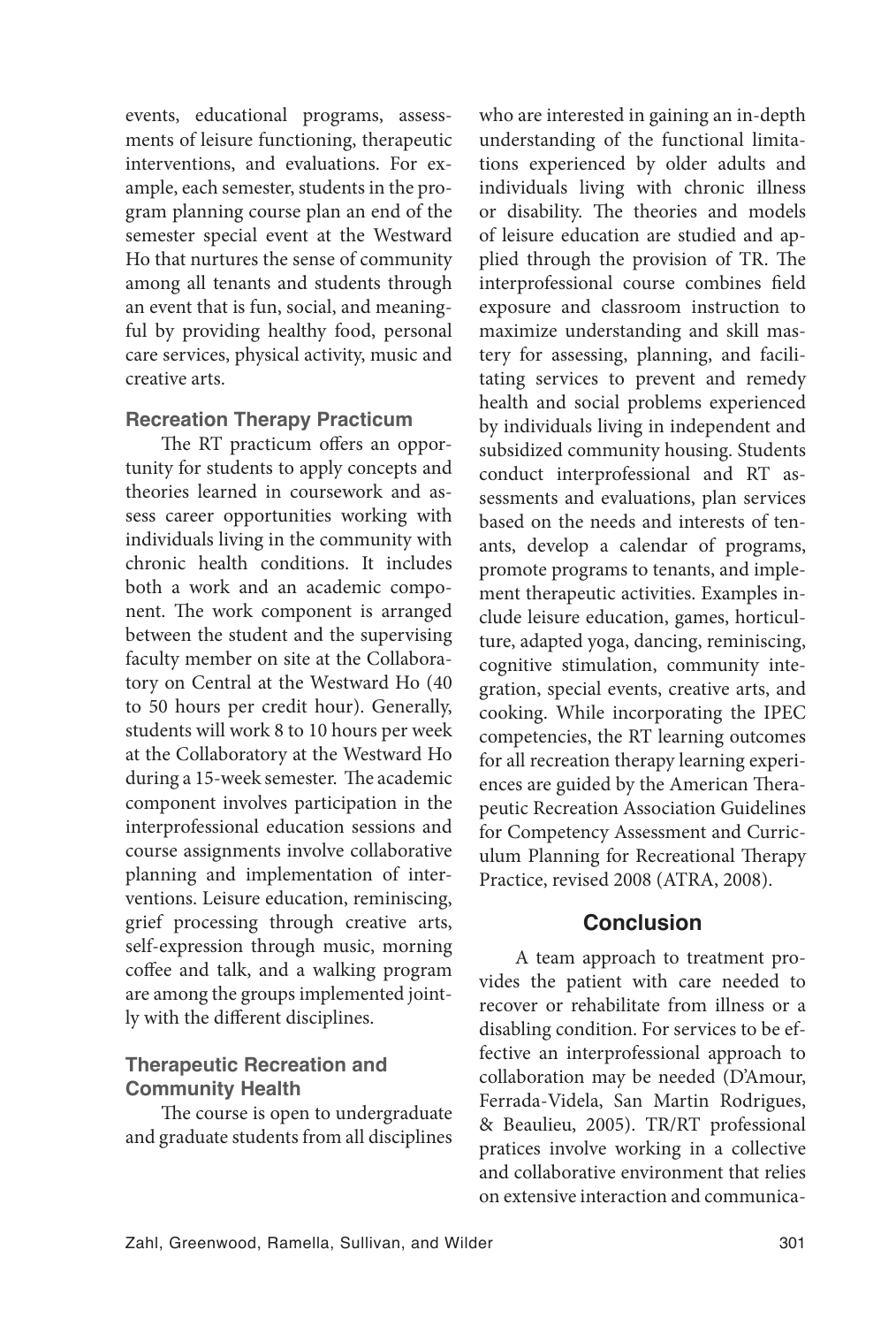events, educational programs, assessments of leisure functioning, therapeutic interventions, and evaluations. For example, each semester, students in the program planning course plan an end of the semester special event at the Westward Ho that nurtures the sense of community among all tenants and students through an event that is fun, social, and meaningful by providing healthy food, personal care services, physical activity, music and creative arts.

### Recreation Therapy Practicum

The RT practicum offers an opportunity for students to apply concepts and theories learned in coursework and assess career opportunities working with individuals living in the community with chronic health conditions. It includes both a work and an academic component. The work component is arranged between the student and the supervising faculty member on site at the Collaboratory on Central at the Westward Ho (40 to 50 hours per credit hour). Generally, students will work 8 to 10 hours per week at the Collaboratory at the Westward Ho during a 15-week semester. The academic component involves participation in the interprofessional education sessions and course assignments involve collaborative planning and implementation of interventions. Leisure education, reminiscing, grief processing through creative arts, self-expression through music, morning coffee and talk, and a walking program are among the groups implemented jointly with the different disciplines.

### Therapeutic Recreation and Community Health

The course is open to undergraduate and graduate students from all disciplines who are interested in gaining an in-depth understanding of the functional limitations experienced by older adults and individuals living with chronic illness or disability. The theories and models of leisure education are studied and applied through the provision of TR. The interprofessional course combines field exposure and classroom instruction to maximize understanding and skill mastery for assessing, planning, and facilitating services to prevent and remedy health and social problems experienced by individuals living in independent and subsidized community housing. Students conduct interprofessional and RT assessments and evaluations, plan services based on the needs and interests of tenants, develop a calendar of programs, promote programs to tenants, and implement therapeutic activities. Examples include leisure education, games, horticulture, adapted yoga, dancing, reminiscing, cognitive stimulation, community integration, special events, creative arts, and cooking. While incorporating the IPEC competencies, the RT learning outcomes for all recreation therapy learning experiences are guided by the American Therapeutic Recreation Association Guidelines for Competency Assessment and Curriculum Planning for Recreational Therapy Practice, revised 2008 (ATRA, 2008).

## Conclusion

A team approach to treatment provides the patient with care needed to recover or rehabilitate from illness or a disabling condition. For services to be effective an interprofessional approach to collaboration may be needed (D'Amour, Ferrada-Videla, San Martin Rodrigues, & Beaulieu, 2005). TR/RT professional pratices involve working in a collective and collaborative environment that relies on extensive interaction and communica-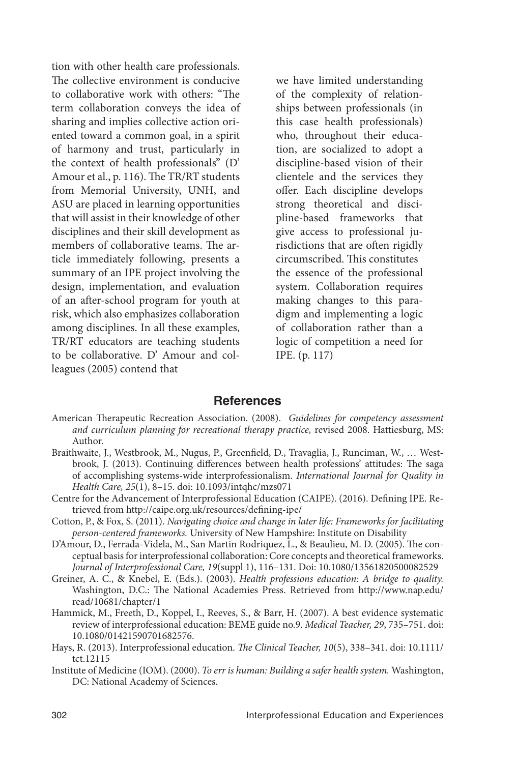tion with other health care professionals. The collective environment is conducive to collaborative work with others: "The term collaboration conveys the idea of sharing and implies collective action oriented toward a common goal, in a spirit of harmony and trust, particularly in the context of health professionals" (D' Amour et al., p. 116). The TR/RT students from Memorial University, UNH, and ASU are placed in learning opportunities that will assist in their knowledge of other disciplines and their skill development as members of collaborative teams. The article immediately following, presents a summary of an IPE project involving the design, implementation, and evaluation of an after-school program for youth at risk, which also emphasizes collaboration among disciplines. In all these examples, TR/RT educators are teaching students to be collaborative. D' Amour and colleagues (2005) contend that

> we have limited understanding of the complexity of relationships between professionals (in this case health professionals) who, throughout their education, are socialized to adopt a discipline-based vision of their clientele and the services they offer. Each discipline develops strong theoretical and discipline-based frameworks that give access to professional jurisdictions that are often rigidly circumscribed. This constitutes the essence of the professional system. Collaboration requires making changes to this paradigm and implementing a logic of collaboration rather than a logic of competition a need for IPE. (p. 117)

## References

American Therapeutic Recreation Association. (2008). *Guidelines for competency assessment and curriculum planning for recreational therapy practice,* revised 2008. Hattiesburg, MS: Author.

Braithwaite, J., Westbrook, M., Nugus, P., Greenfield, D., Travaglia, J., Runciman, W., … Westbrook, J. (2013). Continuing differences between health professions' attitudes: The saga of accomplishing systems-wide interprofessionalism. *International Journal for Quality in Health Care, 25*(1), 8–15. doi: 10.1093/intqhc/mzs071

Centre for the Advancement of Interprofessional Education (CAIPE). (2016). Defining IPE. Retrieved from http://caipe.org.uk/resources/defining-ipe/

Cotton, P., & Fox, S. (2011). *Navigating choice and change in later life: Frameworks for facilitating person-centered frameworks.* University of New Hampshire: Institute on Disability

D'Amour, D., Ferrada-Videla, M., San Martin Rodriquez, L., & Beaulieu, M. D. (2005). The conceptual basis for interprofessional collaboration: Core concepts and theoretical frameworks. *Journal of Interprofessional Care, 19*(suppl 1), 116–131. Doi: 10.1080/13561820500082529

Greiner, A. C., & Knebel, E. (Eds.). (2003). *Health professions education: A bridge to quality.* Washington, D.C.: The National Academies Press. Retrieved from http://www.nap.edu/read/10681/chapter/1

Hammick, M., Freeth, D., Koppel, I., Reeves, S., & Barr, H. (2007). A best evidence systematic review of interprofessional education: BEME guide no.9. *Medical Teacher, 29*, 735–751. doi: 10.1080/01421590701682576.

Hays, R. (2013). Interprofessional education. *The Clinical Teacher, 10*(5), 338–341. doi: 10.1111/tct.12115

Institute of Medicine (IOM). (2000). *To err is human: Building a safer health system.* Washington, DC: National Academy of Sciences.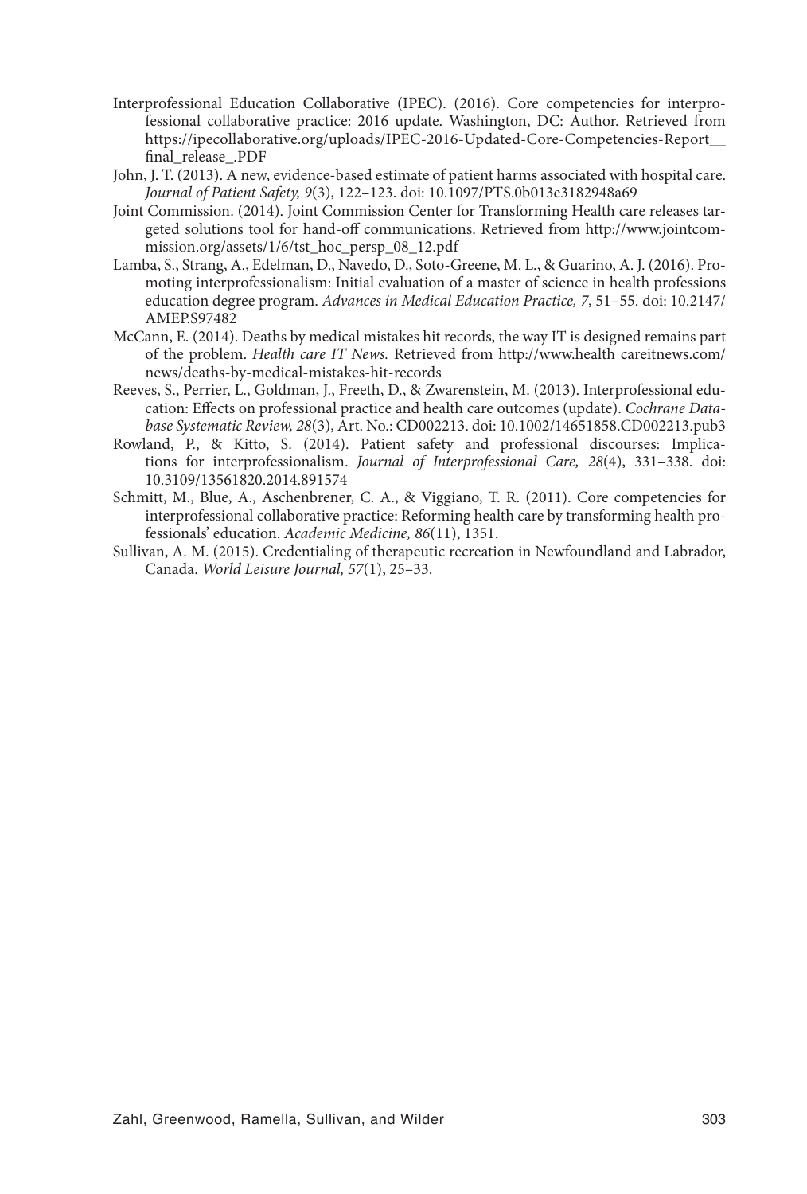Interprofessional Education Collaborative (IPEC). (2016). Core competencies for interprofessional collaborative practice: 2016 update. Washington, DC: Author. Retrieved from https://ipecollaborative.org/uploads/IPEC-2016-Updated-Core-Competencies-Report__final_release_.PDF

John, J. T. (2013). A new, evidence-based estimate of patient harms associated with hospital care. *Journal of Patient Safety, 9*(3), 122–123. doi: 10.1097/PTS.0b013e3182948a69

Joint Commission. (2014). Joint Commission Center for Transforming Health care releases targeted solutions tool for hand-off communications. Retrieved from http://www.jointcommission.org/assets/1/6/tst_hoc_persp_08_12.pdf

Lamba, S., Strang, A., Edelman, D., Navedo, D., Soto-Greene, M. L., & Guarino, A. J. (2016). Promoting interprofessionalism: Initial evaluation of a master of science in health professions education degree program. *Advances in Medical Education Practice, 7*, 51–55. doi: 10.2147/AMEP.S97482

McCann, E. (2014). Deaths by medical mistakes hit records, the way IT is designed remains part of the problem. *Health care IT News.* Retrieved from http://www.health careitnews.com/news/deaths-by-medical-mistakes-hit-records

Reeves, S., Perrier, L., Goldman, J., Freeth, D., & Zwarenstein, M. (2013). Interprofessional education: Effects on professional practice and health care outcomes (update). *Cochrane Database Systematic Review, 28*(3), Art. No.: CD002213. doi: 10.1002/14651858.CD002213.pub3

Rowland, P., & Kitto, S. (2014). Patient safety and professional discourses: Implications for interprofessionalism. *Journal of Interprofessional Care, 28*(4), 331–338. doi: 10.3109/13561820.2014.891574

Schmitt, M., Blue, A., Aschenbrener, C. A., & Viggiano, T. R. (2011). Core competencies for interprofessional collaborative practice: Reforming health care by transforming health professionals' education. *Academic Medicine, 86*(11), 1351.

Sullivan, A. M. (2015). Credentialing of therapeutic recreation in Newfoundland and Labrador, Canada. *World Leisure Journal, 57*(1), 25–33.